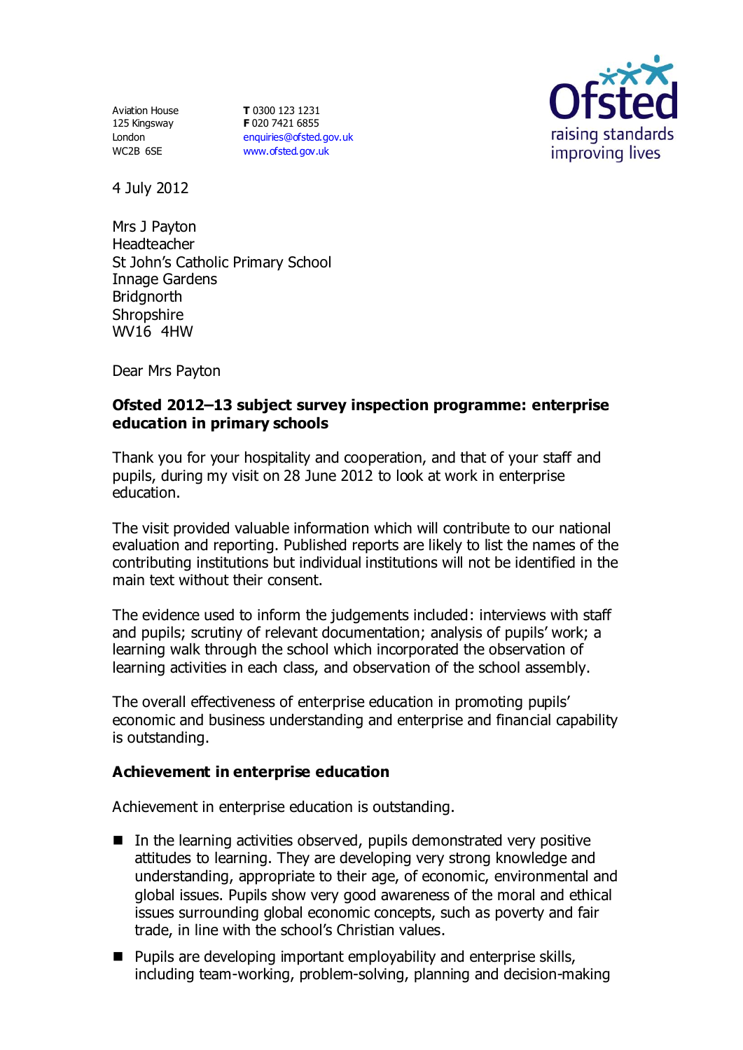Aviation House
125 Kingsway
London
WC2B 6SE

**T** 0300 123 1231
**F** 020 7421 6855
enquiries@ofsted.gov.uk
www.ofsted.gov.uk

Ofsted
raising standards
improving lives

4 July 2012

Mrs J Payton
Headteacher
St John's Catholic Primary School
Innage Gardens
Bridgnorth
Shropshire
WV16 4HW

Dear Mrs Payton

**Ofsted 2012–13 subject survey inspection programme: enterprise education in primary schools**

Thank you for your hospitality and cooperation, and that of your staff and pupils, during my visit on 28 June 2012 to look at work in enterprise education.

The visit provided valuable information which will contribute to our national evaluation and reporting. Published reports are likely to list the names of the contributing institutions but individual institutions will not be identified in the main text without their consent.

The evidence used to inform the judgements included: interviews with staff and pupils; scrutiny of relevant documentation; analysis of pupils' work; a learning walk through the school which incorporated the observation of learning activities in each class, and observation of the school assembly.

The overall effectiveness of enterprise education in promoting pupils' economic and business understanding and enterprise and financial capability is outstanding.

### Achievement in enterprise education

Achievement in enterprise education is outstanding.

- In the learning activities observed, pupils demonstrated very positive attitudes to learning. They are developing very strong knowledge and understanding, appropriate to their age, of economic, environmental and global issues. Pupils show very good awareness of the moral and ethical issues surrounding global economic concepts, such as poverty and fair trade, in line with the school's Christian values.
- Pupils are developing important employability and enterprise skills, including team-working, problem-solving, planning and decision-making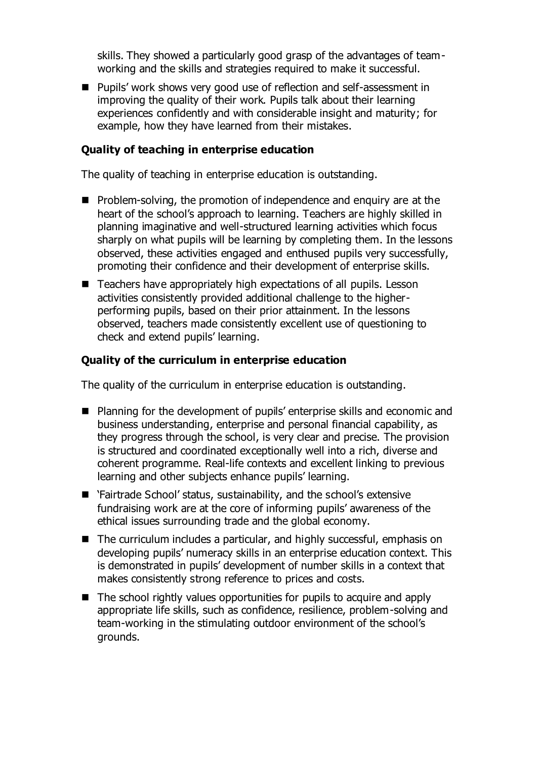skills. They showed a particularly good grasp of the advantages of team-working and the skills and strategies required to make it successful.

- Pupils' work shows very good use of reflection and self-assessment in improving the quality of their work. Pupils talk about their learning experiences confidently and with considerable insight and maturity; for example, how they have learned from their mistakes.

**Quality of teaching in enterprise education**

The quality of teaching in enterprise education is outstanding.

- Problem-solving, the promotion of independence and enquiry are at the heart of the school's approach to learning. Teachers are highly skilled in planning imaginative and well-structured learning activities which focus sharply on what pupils will be learning by completing them. In the lessons observed, these activities engaged and enthused pupils very successfully, promoting their confidence and their development of enterprise skills.
- Teachers have appropriately high expectations of all pupils. Lesson activities consistently provided additional challenge to the higher-performing pupils, based on their prior attainment. In the lessons observed, teachers made consistently excellent use of questioning to check and extend pupils' learning.

**Quality of the curriculum in enterprise education**

The quality of the curriculum in enterprise education is outstanding.

- Planning for the development of pupils' enterprise skills and economic and business understanding, enterprise and personal financial capability, as they progress through the school, is very clear and precise. The provision is structured and coordinated exceptionally well into a rich, diverse and coherent programme. Real-life contexts and excellent linking to previous learning and other subjects enhance pupils' learning.
- 'Fairtrade School' status, sustainability, and the school's extensive fundraising work are at the core of informing pupils' awareness of the ethical issues surrounding trade and the global economy.
- The curriculum includes a particular, and highly successful, emphasis on developing pupils' numeracy skills in an enterprise education context. This is demonstrated in pupils' development of number skills in a context that makes consistently strong reference to prices and costs.
- The school rightly values opportunities for pupils to acquire and apply appropriate life skills, such as confidence, resilience, problem-solving and team-working in the stimulating outdoor environment of the school's grounds.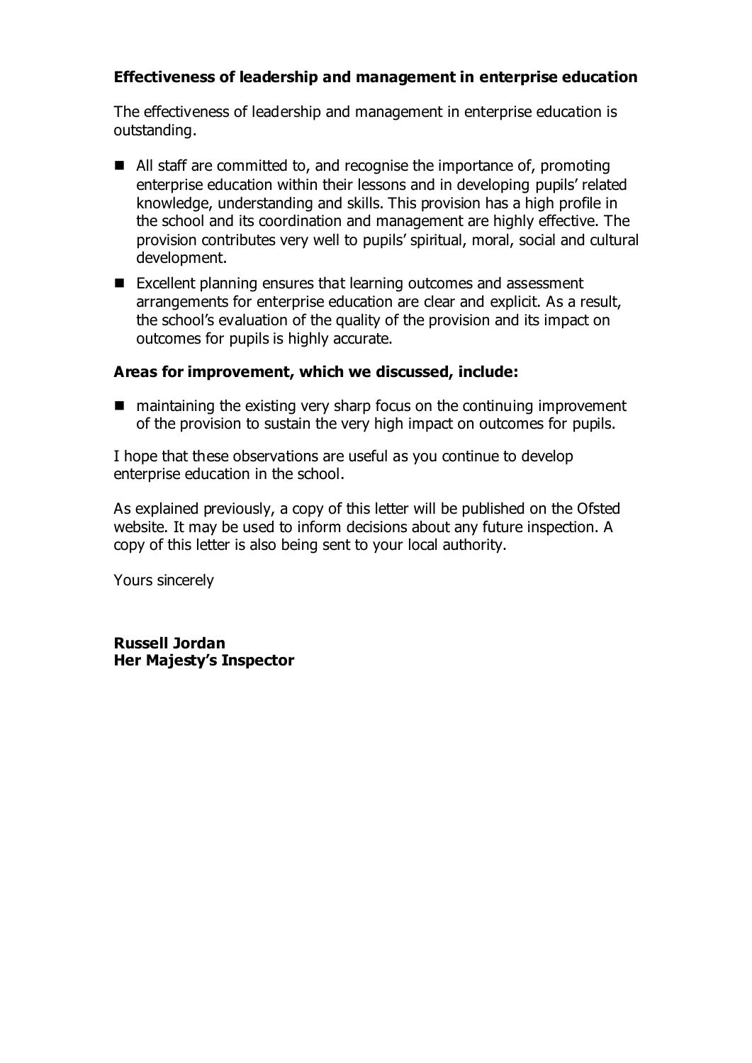**Effectiveness of leadership and management in enterprise education**

The effectiveness of leadership and management in enterprise education is outstanding.

- All staff are committed to, and recognise the importance of, promoting enterprise education within their lessons and in developing pupils' related knowledge, understanding and skills. This provision has a high profile in the school and its coordination and management are highly effective. The provision contributes very well to pupils' spiritual, moral, social and cultural development.
- Excellent planning ensures that learning outcomes and assessment arrangements for enterprise education are clear and explicit. As a result, the school's evaluation of the quality of the provision and its impact on outcomes for pupils is highly accurate.

**Areas for improvement, which we discussed, include:**

- maintaining the existing very sharp focus on the continuing improvement of the provision to sustain the very high impact on outcomes for pupils.

I hope that these observations are useful as you continue to develop enterprise education in the school.

As explained previously, a copy of this letter will be published on the Ofsted website. It may be used to inform decisions about any future inspection. A copy of this letter is also being sent to your local authority.

Yours sincerely

**Russell Jordan**
**Her Majesty's Inspector**